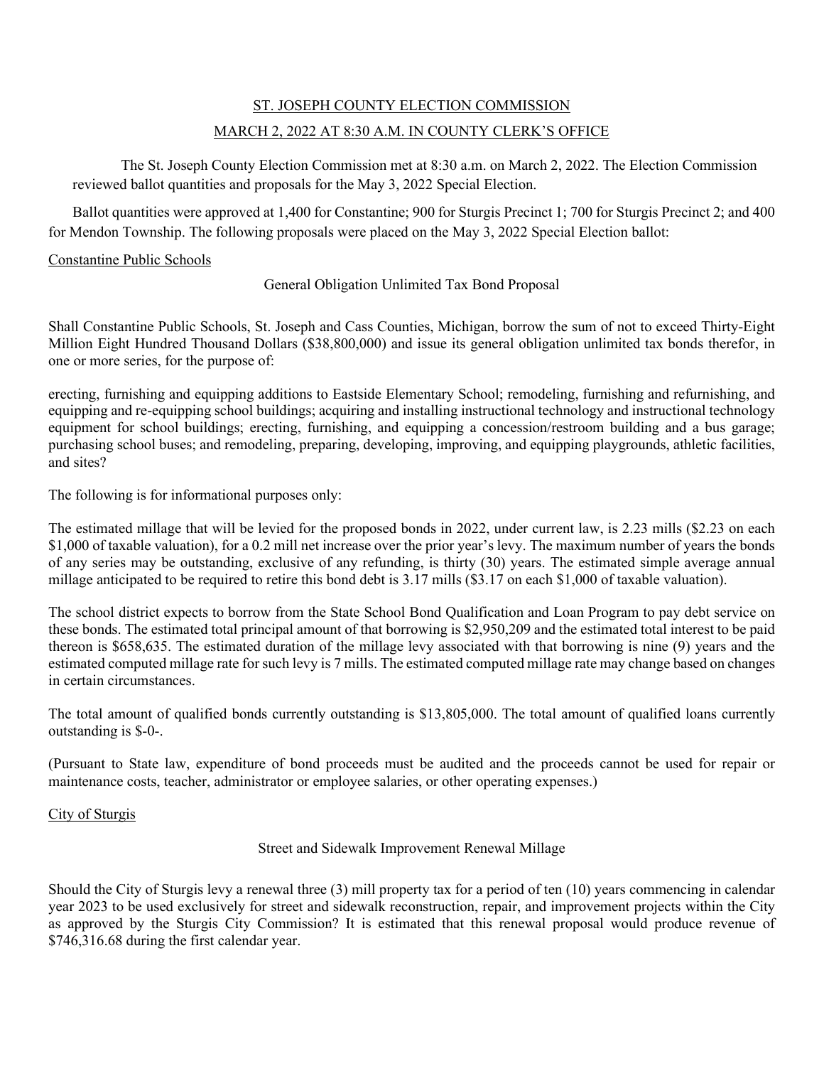# ST. JOSEPH COUNTY ELECTION COMMISSION

## MARCH 2, 2022 AT 8:30 A.M. IN COUNTY CLERK'S OFFICE

The St. Joseph County Election Commission met at 8:30 a.m. on March 2, 2022. The Election Commission reviewed ballot quantities and proposals for the May 3, 2022 Special Election.

Ballot quantities were approved at 1,400 for Constantine; 900 for Sturgis Precinct 1; 700 for Sturgis Precinct 2; and 400 for Mendon Township. The following proposals were placed on the May 3, 2022 Special Election ballot:

### Constantine Public Schools

General Obligation Unlimited Tax Bond Proposal

Shall Constantine Public Schools, St. Joseph and Cass Counties, Michigan, borrow the sum of not to exceed Thirty-Eight Million Eight Hundred Thousand Dollars ($38,800,000) and issue its general obligation unlimited tax bonds therefor, in one or more series, for the purpose of:

erecting, furnishing and equipping additions to Eastside Elementary School; remodeling, furnishing and refurnishing, and equipping and re-equipping school buildings; acquiring and installing instructional technology and instructional technology equipment for school buildings; erecting, furnishing, and equipping a concession/restroom building and a bus garage; purchasing school buses; and remodeling, preparing, developing, improving, and equipping playgrounds, athletic facilities, and sites?

The following is for informational purposes only:

The estimated millage that will be levied for the proposed bonds in 2022, under current law, is 2.23 mills ($2.23 on each $1,000 of taxable valuation), for a 0.2 mill net increase over the prior year's levy. The maximum number of years the bonds of any series may be outstanding, exclusive of any refunding, is thirty (30) years. The estimated simple average annual millage anticipated to be required to retire this bond debt is 3.17 mills ($3.17 on each $1,000 of taxable valuation).

The school district expects to borrow from the State School Bond Qualification and Loan Program to pay debt service on these bonds. The estimated total principal amount of that borrowing is $2,950,209 and the estimated total interest to be paid thereon is $658,635. The estimated duration of the millage levy associated with that borrowing is nine (9) years and the estimated computed millage rate for such levy is 7 mills. The estimated computed millage rate may change based on changes in certain circumstances.

The total amount of qualified bonds currently outstanding is $13,805,000. The total amount of qualified loans currently outstanding is $-0-.

(Pursuant to State law, expenditure of bond proceeds must be audited and the proceeds cannot be used for repair or maintenance costs, teacher, administrator or employee salaries, or other operating expenses.)

### City of Sturgis

Street and Sidewalk Improvement Renewal Millage

Should the City of Sturgis levy a renewal three (3) mill property tax for a period of ten (10) years commencing in calendar year 2023 to be used exclusively for street and sidewalk reconstruction, repair, and improvement projects within the City as approved by the Sturgis City Commission? It is estimated that this renewal proposal would produce revenue of $746,316.68 during the first calendar year.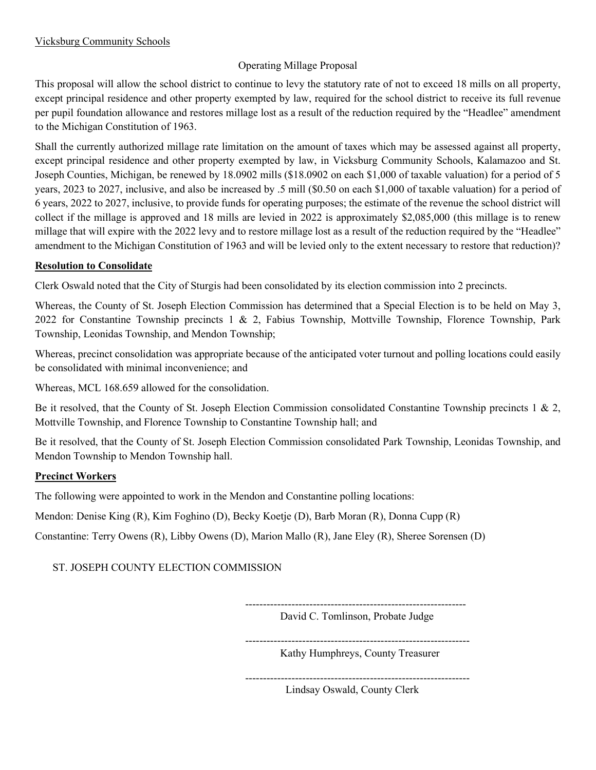Vicksburg Community Schools

Operating Millage Proposal

This proposal will allow the school district to continue to levy the statutory rate of not to exceed 18 mills on all property, except principal residence and other property exempted by law, required for the school district to receive its full revenue per pupil foundation allowance and restores millage lost as a result of the reduction required by the "Headlee" amendment to the Michigan Constitution of 1963.

Shall the currently authorized millage rate limitation on the amount of taxes which may be assessed against all property, except principal residence and other property exempted by law, in Vicksburg Community Schools, Kalamazoo and St. Joseph Counties, Michigan, be renewed by 18.0902 mills ($18.0902 on each $1,000 of taxable valuation) for a period of 5 years, 2023 to 2027, inclusive, and also be increased by .5 mill ($0.50 on each $1,000 of taxable valuation) for a period of 6 years, 2022 to 2027, inclusive, to provide funds for operating purposes; the estimate of the revenue the school district will collect if the millage is approved and 18 mills are levied in 2022 is approximately $2,085,000 (this millage is to renew millage that will expire with the 2022 levy and to restore millage lost as a result of the reduction required by the "Headlee" amendment to the Michigan Constitution of 1963 and will be levied only to the extent necessary to restore that reduction)?

**Resolution to Consolidate**

Clerk Oswald noted that the City of Sturgis had been consolidated by its election commission into 2 precincts.

Whereas, the County of St. Joseph Election Commission has determined that a Special Election is to be held on May 3, 2022 for Constantine Township precincts 1 & 2, Fabius Township, Mottville Township, Florence Township, Park Township, Leonidas Township, and Mendon Township;

Whereas, precinct consolidation was appropriate because of the anticipated voter turnout and polling locations could easily be consolidated with minimal inconvenience; and

Whereas, MCL 168.659 allowed for the consolidation.

Be it resolved, that the County of St. Joseph Election Commission consolidated Constantine Township precincts 1 & 2, Mottville Township, and Florence Township to Constantine Township hall; and

Be it resolved, that the County of St. Joseph Election Commission consolidated Park Township, Leonidas Township, and Mendon Township to Mendon Township hall.

**Precinct Workers**

The following were appointed to work in the Mendon and Constantine polling locations:

Mendon: Denise King (R), Kim Foghino (D), Becky Koetje (D), Barb Moran (R), Donna Cupp (R)

Constantine: Terry Owens (R), Libby Owens (D), Marion Mallo (R), Jane Eley (R), Sheree Sorensen (D)

ST. JOSEPH COUNTY ELECTION COMMISSION

---------------------------------------------------------------
David C. Tomlinson, Probate Judge

---------------------------------------------------------------
Kathy Humphreys, County Treasurer

---------------------------------------------------------------
Lindsay Oswald, County Clerk